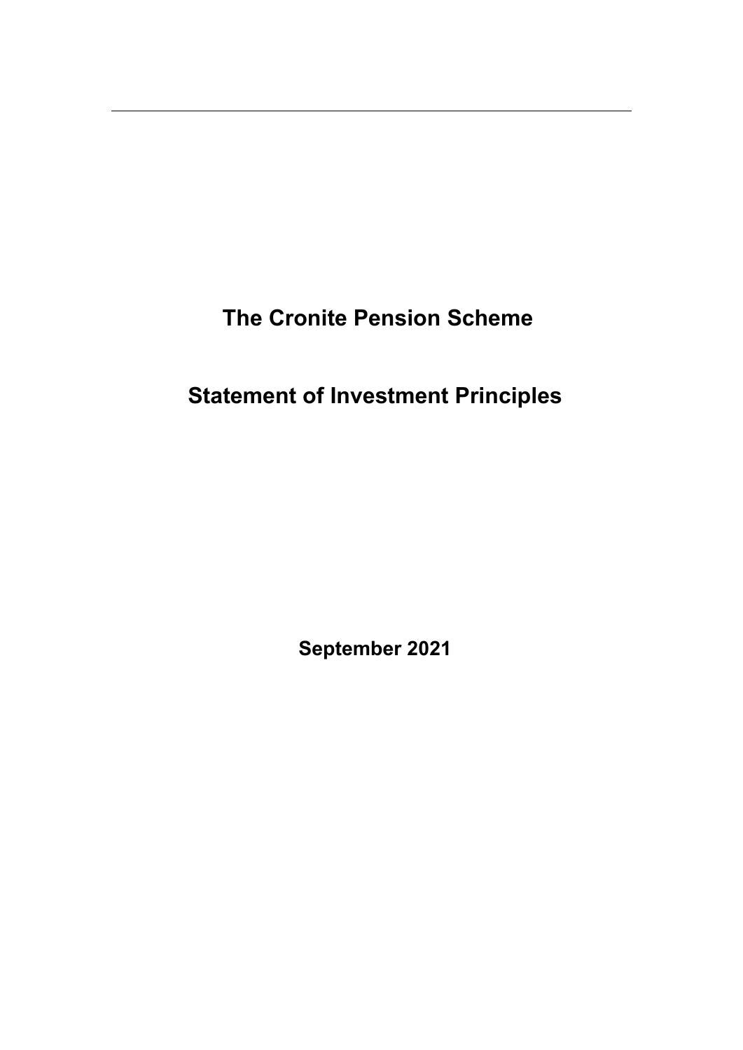# The Cronite Pension Scheme

# Statement of Investment Principles

**September 2021**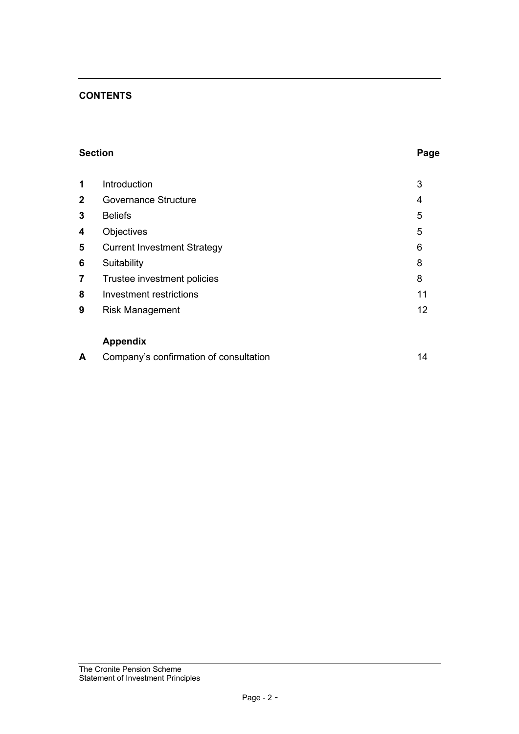## CONTENTS

| Section | | Page |
|---|---|---|
| **1** | Introduction | 3 |
| **2** | Governance Structure | 4 |
| **3** | Beliefs | 5 |
| **4** | Objectives | 5 |
| **5** | Current Investment Strategy | 6 |
| **6** | Suitability | 8 |
| **7** | Trustee investment policies | 8 |
| **8** | Investment restrictions | 11 |
| **9** | Risk Management | 12 |
| | **Appendix** | |
| **A** | Company's confirmation of consultation | 14 |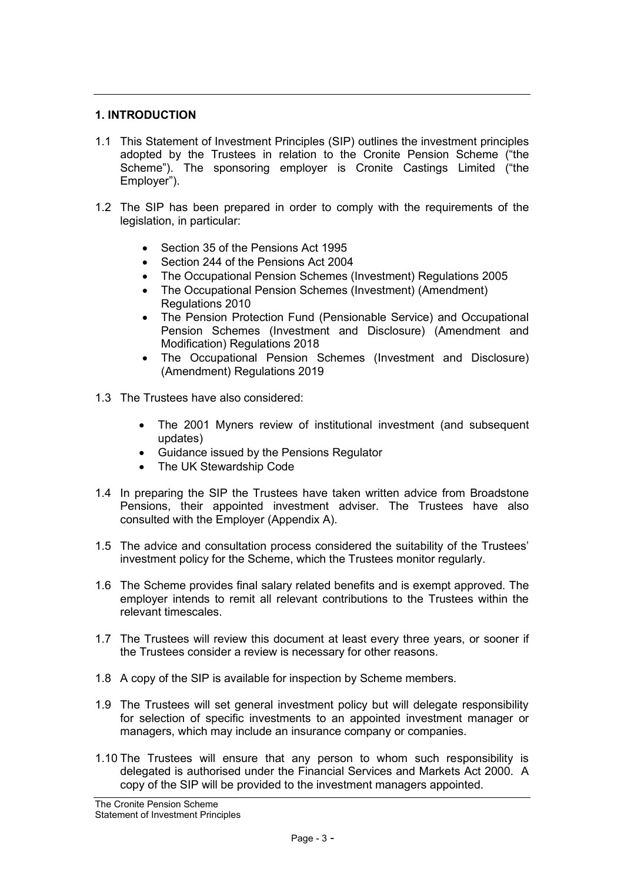## 1. INTRODUCTION

1.1 This Statement of Investment Principles (SIP) outlines the investment principles adopted by the Trustees in relation to the Cronite Pension Scheme ("the Scheme"). The sponsoring employer is Cronite Castings Limited ("the Employer").

1.2 The SIP has been prepared in order to comply with the requirements of the legislation, in particular:

- Section 35 of the Pensions Act 1995
- Section 244 of the Pensions Act 2004
- The Occupational Pension Schemes (Investment) Regulations 2005
- The Occupational Pension Schemes (Investment) (Amendment) Regulations 2010
- The Pension Protection Fund (Pensionable Service) and Occupational Pension Schemes (Investment and Disclosure) (Amendment and Modification) Regulations 2018
- The Occupational Pension Schemes (Investment and Disclosure) (Amendment) Regulations 2019

1.3 The Trustees have also considered:

- The 2001 Myners review of institutional investment (and subsequent updates)
- Guidance issued by the Pensions Regulator
- The UK Stewardship Code

1.4 In preparing the SIP the Trustees have taken written advice from Broadstone Pensions, their appointed investment adviser. The Trustees have also consulted with the Employer (Appendix A).

1.5 The advice and consultation process considered the suitability of the Trustees' investment policy for the Scheme, which the Trustees monitor regularly.

1.6 The Scheme provides final salary related benefits and is exempt approved. The employer intends to remit all relevant contributions to the Trustees within the relevant timescales.

1.7 The Trustees will review this document at least every three years, or sooner if the Trustees consider a review is necessary for other reasons.

1.8 A copy of the SIP is available for inspection by Scheme members.

1.9 The Trustees will set general investment policy but will delegate responsibility for selection of specific investments to an appointed investment manager or managers, which may include an insurance company or companies.

1.10 The Trustees will ensure that any person to whom such responsibility is delegated is authorised under the Financial Services and Markets Act 2000. A copy of the SIP will be provided to the investment managers appointed.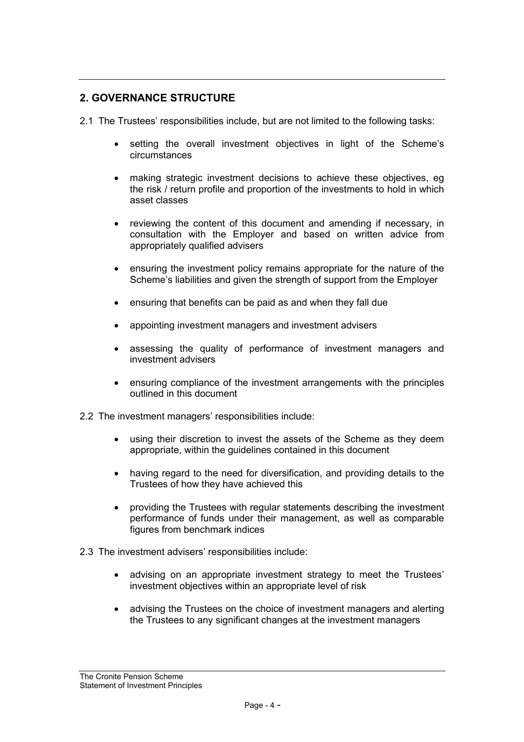## 2. GOVERNANCE STRUCTURE

2.1 The Trustees' responsibilities include, but are not limited to the following tasks:

- setting the overall investment objectives in light of the Scheme's circumstances
- making strategic investment decisions to achieve these objectives, eg the risk / return profile and proportion of the investments to hold in which asset classes
- reviewing the content of this document and amending if necessary, in consultation with the Employer and based on written advice from appropriately qualified advisers
- ensuring the investment policy remains appropriate for the nature of the Scheme's liabilities and given the strength of support from the Employer
- ensuring that benefits can be paid as and when they fall due
- appointing investment managers and investment advisers
- assessing the quality of performance of investment managers and investment advisers
- ensuring compliance of the investment arrangements with the principles outlined in this document

2.2 The investment managers' responsibilities include:

- using their discretion to invest the assets of the Scheme as they deem appropriate, within the guidelines contained in this document
- having regard to the need for diversification, and providing details to the Trustees of how they have achieved this
- providing the Trustees with regular statements describing the investment performance of funds under their management, as well as comparable figures from benchmark indices

2.3 The investment advisers' responsibilities include:

- advising on an appropriate investment strategy to meet the Trustees' investment objectives within an appropriate level of risk
- advising the Trustees on the choice of investment managers and alerting the Trustees to any significant changes at the investment managers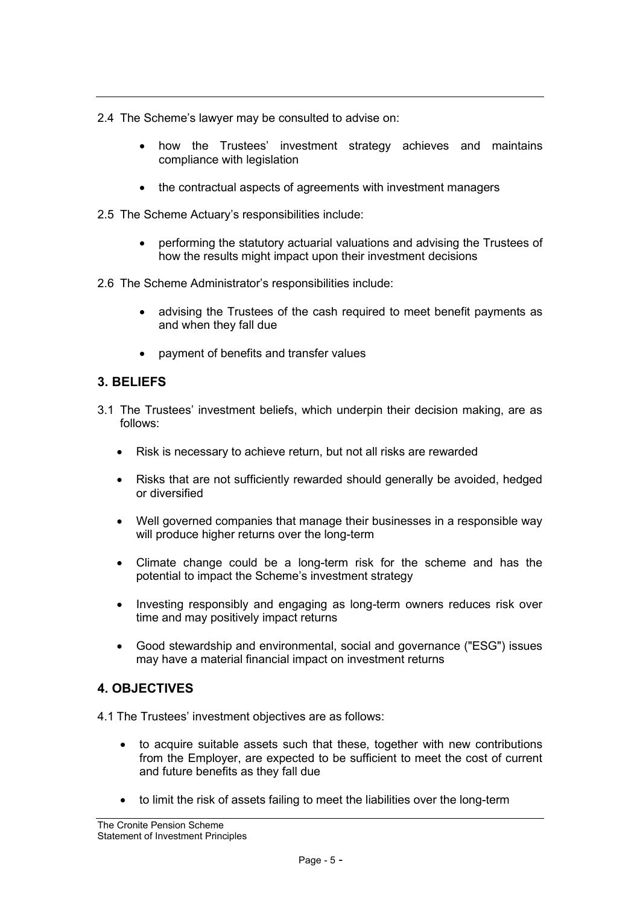2.4 The Scheme's lawyer may be consulted to advise on:

- how the Trustees' investment strategy achieves and maintains compliance with legislation
- the contractual aspects of agreements with investment managers

2.5 The Scheme Actuary's responsibilities include:

- performing the statutory actuarial valuations and advising the Trustees of how the results might impact upon their investment decisions

2.6 The Scheme Administrator's responsibilities include:

- advising the Trustees of the cash required to meet benefit payments as and when they fall due
- payment of benefits and transfer values

## 3. BELIEFS

3.1 The Trustees' investment beliefs, which underpin their decision making, are as follows:

- Risk is necessary to achieve return, but not all risks are rewarded
- Risks that are not sufficiently rewarded should generally be avoided, hedged or diversified
- Well governed companies that manage their businesses in a responsible way will produce higher returns over the long-term
- Climate change could be a long-term risk for the scheme and has the potential to impact the Scheme's investment strategy
- Investing responsibly and engaging as long-term owners reduces risk over time and may positively impact returns
- Good stewardship and environmental, social and governance ("ESG") issues may have a material financial impact on investment returns

## 4. OBJECTIVES

4.1 The Trustees' investment objectives are as follows:

- to acquire suitable assets such that these, together with new contributions from the Employer, are expected to be sufficient to meet the cost of current and future benefits as they fall due
- to limit the risk of assets failing to meet the liabilities over the long-term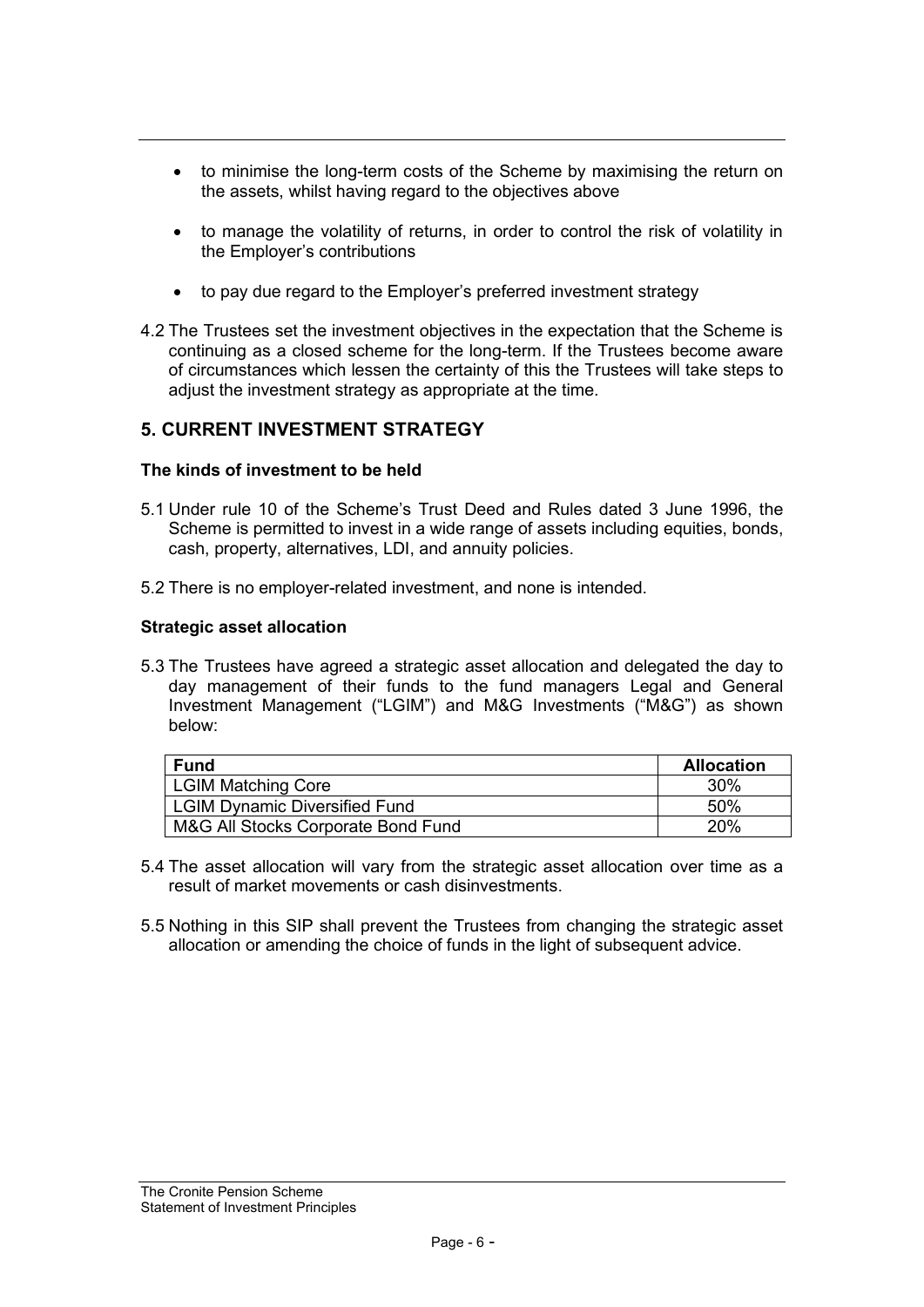- to minimise the long-term costs of the Scheme by maximising the return on the assets, whilst having regard to the objectives above
- to manage the volatility of returns, in order to control the risk of volatility in the Employer's contributions
- to pay due regard to the Employer's preferred investment strategy

4.2 The Trustees set the investment objectives in the expectation that the Scheme is continuing as a closed scheme for the long-term. If the Trustees become aware of circumstances which lessen the certainty of this the Trustees will take steps to adjust the investment strategy as appropriate at the time.

## 5. CURRENT INVESTMENT STRATEGY

### The kinds of investment to be held

5.1 Under rule 10 of the Scheme's Trust Deed and Rules dated 3 June 1996, the Scheme is permitted to invest in a wide range of assets including equities, bonds, cash, property, alternatives, LDI, and annuity policies.

5.2 There is no employer-related investment, and none is intended.

### Strategic asset allocation

5.3 The Trustees have agreed a strategic asset allocation and delegated the day to day management of their funds to the fund managers Legal and General Investment Management ("LGIM") and M&G Investments ("M&G") as shown below:

| Fund | Allocation |
|---|---|
| LGIM Matching Core | 30% |
| LGIM Dynamic Diversified Fund | 50% |
| M&G All Stocks Corporate Bond Fund | 20% |

5.4 The asset allocation will vary from the strategic asset allocation over time as a result of market movements or cash disinvestments.

5.5 Nothing in this SIP shall prevent the Trustees from changing the strategic asset allocation or amending the choice of funds in the light of subsequent advice.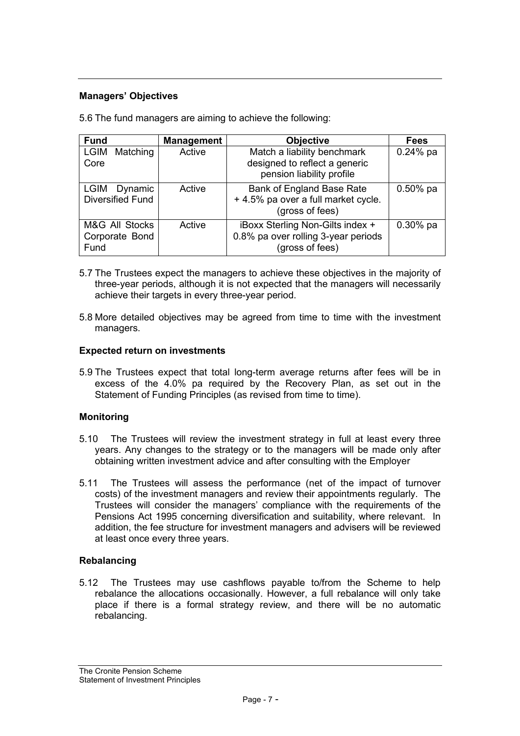### Managers' Objectives

5.6 The fund managers are aiming to achieve the following:

| Fund | Management | Objective | Fees |
|---|---|---|---|
| LGIM Matching Core | Active | Match a liability benchmark designed to reflect a generic pension liability profile | 0.24% pa |
| LGIM Dynamic Diversified Fund | Active | Bank of England Base Rate + 4.5% pa over a full market cycle. (gross of fees) | 0.50% pa |
| M&G All Stocks Corporate Bond Fund | Active | iBoxx Sterling Non-Gilts index + 0.8% pa over rolling 3-year periods (gross of fees) | 0.30% pa |

5.7 The Trustees expect the managers to achieve these objectives in the majority of three-year periods, although it is not expected that the managers will necessarily achieve their targets in every three-year period.

5.8 More detailed objectives may be agreed from time to time with the investment managers.

### Expected return on investments

5.9 The Trustees expect that total long-term average returns after fees will be in excess of the 4.0% pa required by the Recovery Plan, as set out in the Statement of Funding Principles (as revised from time to time).

### Monitoring

5.10 The Trustees will review the investment strategy in full at least every three years. Any changes to the strategy or to the managers will be made only after obtaining written investment advice and after consulting with the Employer

5.11 The Trustees will assess the performance (net of the impact of turnover costs) of the investment managers and review their appointments regularly. The Trustees will consider the managers' compliance with the requirements of the Pensions Act 1995 concerning diversification and suitability, where relevant. In addition, the fee structure for investment managers and advisers will be reviewed at least once every three years.

### Rebalancing

5.12 The Trustees may use cashflows payable to/from the Scheme to help rebalance the allocations occasionally. However, a full rebalance will only take place if there is a formal strategy review, and there will be no automatic rebalancing.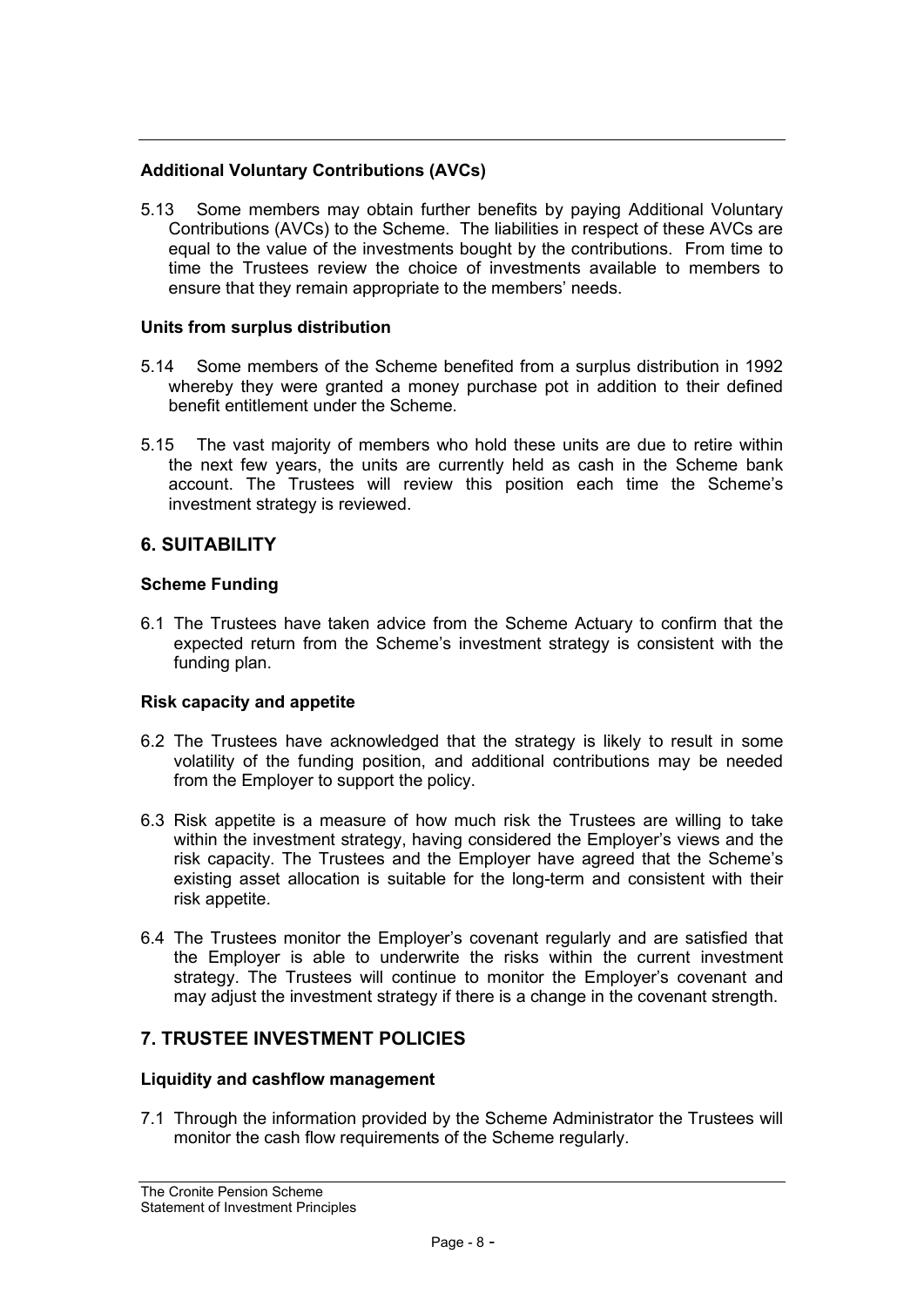### Additional Voluntary Contributions (AVCs)

5.13 Some members may obtain further benefits by paying Additional Voluntary Contributions (AVCs) to the Scheme. The liabilities in respect of these AVCs are equal to the value of the investments bought by the contributions. From time to time the Trustees review the choice of investments available to members to ensure that they remain appropriate to the members' needs.

### Units from surplus distribution

5.14 Some members of the Scheme benefited from a surplus distribution in 1992 whereby they were granted a money purchase pot in addition to their defined benefit entitlement under the Scheme.

5.15 The vast majority of members who hold these units are due to retire within the next few years, the units are currently held as cash in the Scheme bank account. The Trustees will review this position each time the Scheme's investment strategy is reviewed.

## 6. SUITABILITY

### Scheme Funding

6.1 The Trustees have taken advice from the Scheme Actuary to confirm that the expected return from the Scheme's investment strategy is consistent with the funding plan.

### Risk capacity and appetite

6.2 The Trustees have acknowledged that the strategy is likely to result in some volatility of the funding position, and additional contributions may be needed from the Employer to support the policy.

6.3 Risk appetite is a measure of how much risk the Trustees are willing to take within the investment strategy, having considered the Employer's views and the risk capacity. The Trustees and the Employer have agreed that the Scheme's existing asset allocation is suitable for the long-term and consistent with their risk appetite.

6.4 The Trustees monitor the Employer's covenant regularly and are satisfied that the Employer is able to underwrite the risks within the current investment strategy. The Trustees will continue to monitor the Employer's covenant and may adjust the investment strategy if there is a change in the covenant strength.

## 7. TRUSTEE INVESTMENT POLICIES

### Liquidity and cashflow management

7.1 Through the information provided by the Scheme Administrator the Trustees will monitor the cash flow requirements of the Scheme regularly.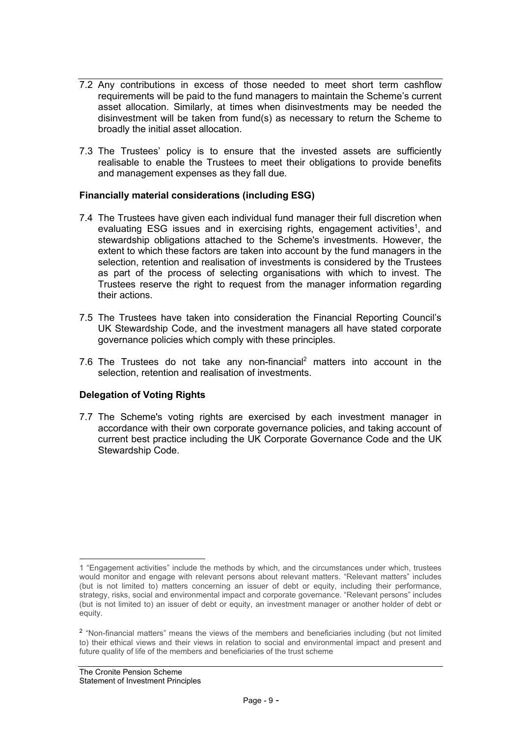7.2 Any contributions in excess of those needed to meet short term cashflow requirements will be paid to the fund managers to maintain the Scheme's current asset allocation. Similarly, at times when disinvestments may be needed the disinvestment will be taken from fund(s) as necessary to return the Scheme to broadly the initial asset allocation.

7.3 The Trustees' policy is to ensure that the invested assets are sufficiently realisable to enable the Trustees to meet their obligations to provide benefits and management expenses as they fall due.

**Financially material considerations (including ESG)**

7.4 The Trustees have given each individual fund manager their full discretion when evaluating ESG issues and in exercising rights, engagement activities[1], and stewardship obligations attached to the Scheme's investments. However, the extent to which these factors are taken into account by the fund managers in the selection, retention and realisation of investments is considered by the Trustees as part of the process of selecting organisations with which to invest. The Trustees reserve the right to request from the manager information regarding their actions.

7.5 The Trustees have taken into consideration the Financial Reporting Council's UK Stewardship Code, and the investment managers all have stated corporate governance policies which comply with these principles.

7.6 The Trustees do not take any non-financial[2] matters into account in the selection, retention and realisation of investments.

**Delegation of Voting Rights**

7.7 The Scheme's voting rights are exercised by each investment manager in accordance with their own corporate governance policies, and taking account of current best practice including the UK Corporate Governance Code and the UK Stewardship Code.

---

1 "Engagement activities" include the methods by which, and the circumstances under which, trustees would monitor and engage with relevant persons about relevant matters. "Relevant matters" includes (but is not limited to) matters concerning an issuer of debt or equity, including their performance, strategy, risks, social and environmental impact and corporate governance. "Relevant persons" includes (but is not limited to) an issuer of debt or equity, an investment manager or another holder of debt or equity.

2 "Non-financial matters" means the views of the members and beneficiaries including (but not limited to) their ethical views and their views in relation to social and environmental impact and present and future quality of life of the members and beneficiaries of the trust scheme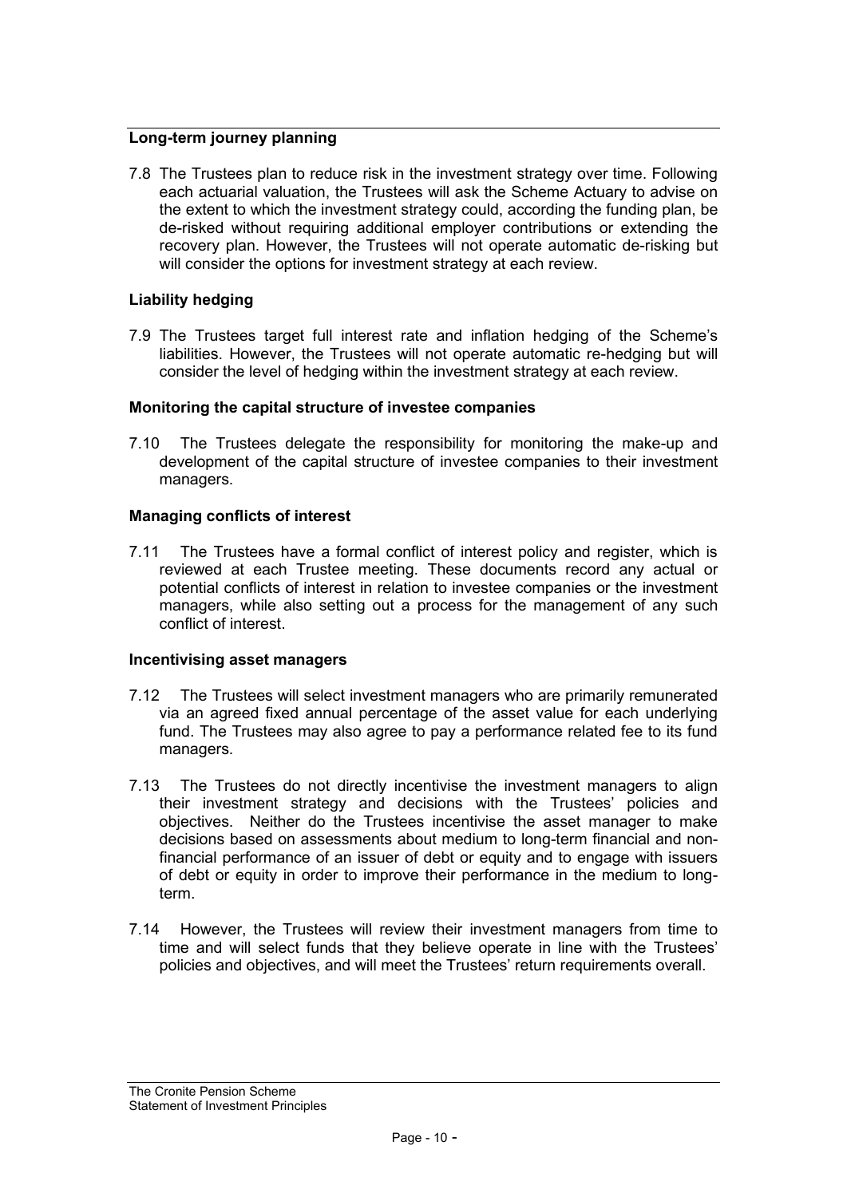**Long-term journey planning**

7.8 The Trustees plan to reduce risk in the investment strategy over time. Following each actuarial valuation, the Trustees will ask the Scheme Actuary to advise on the extent to which the investment strategy could, according the funding plan, be de-risked without requiring additional employer contributions or extending the recovery plan. However, the Trustees will not operate automatic de-risking but will consider the options for investment strategy at each review.

**Liability hedging**

7.9 The Trustees target full interest rate and inflation hedging of the Scheme's liabilities. However, the Trustees will not operate automatic re-hedging but will consider the level of hedging within the investment strategy at each review.

**Monitoring the capital structure of investee companies**

7.10 The Trustees delegate the responsibility for monitoring the make-up and development of the capital structure of investee companies to their investment managers.

**Managing conflicts of interest**

7.11 The Trustees have a formal conflict of interest policy and register, which is reviewed at each Trustee meeting. These documents record any actual or potential conflicts of interest in relation to investee companies or the investment managers, while also setting out a process for the management of any such conflict of interest.

**Incentivising asset managers**

7.12 The Trustees will select investment managers who are primarily remunerated via an agreed fixed annual percentage of the asset value for each underlying fund. The Trustees may also agree to pay a performance related fee to its fund managers.

7.13 The Trustees do not directly incentivise the investment managers to align their investment strategy and decisions with the Trustees' policies and objectives. Neither do the Trustees incentivise the asset manager to make decisions based on assessments about medium to long-term financial and non-financial performance of an issuer of debt or equity and to engage with issuers of debt or equity in order to improve their performance in the medium to long-term.

7.14 However, the Trustees will review their investment managers from time to time and will select funds that they believe operate in line with the Trustees' policies and objectives, and will meet the Trustees' return requirements overall.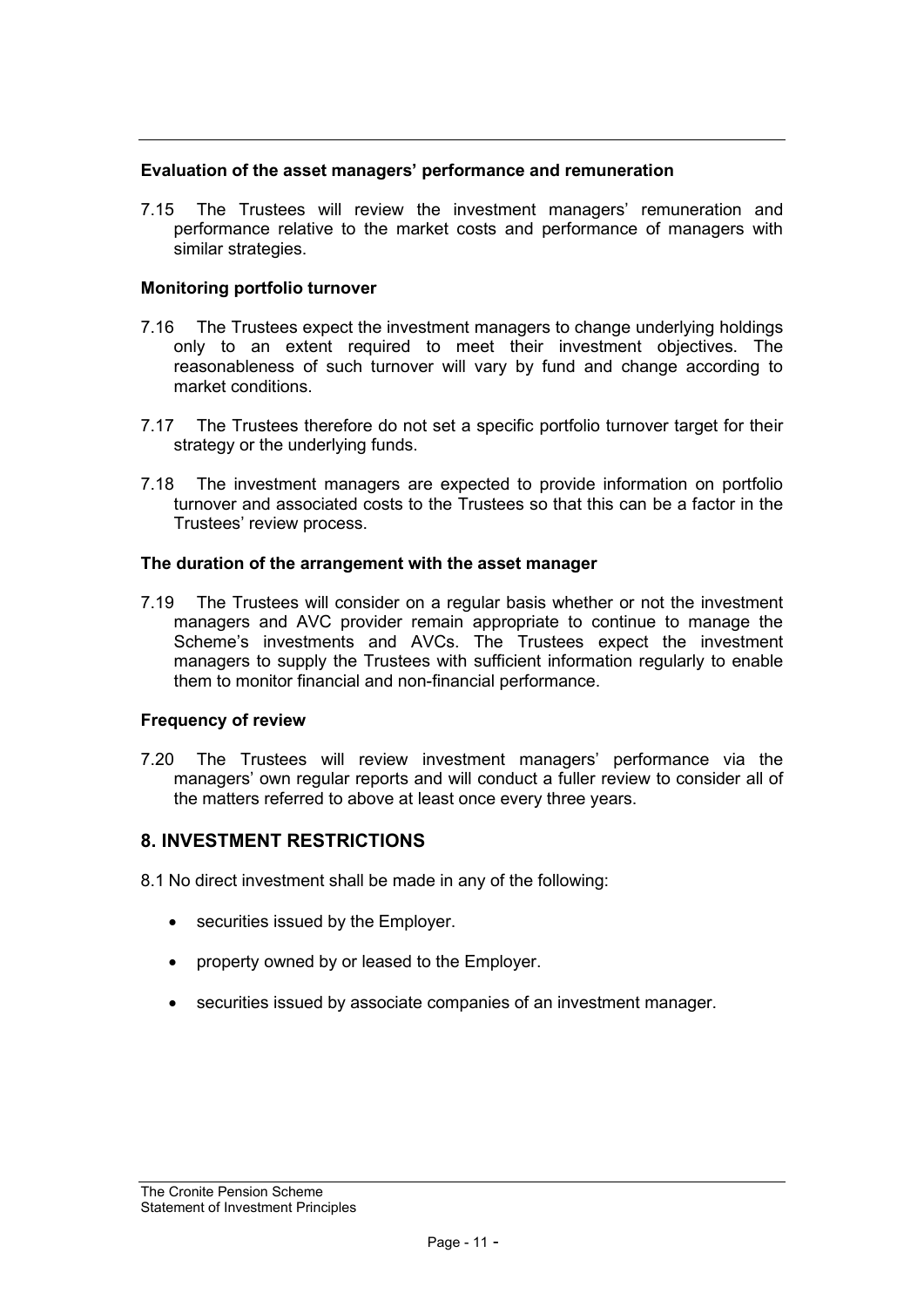### Evaluation of the asset managers' performance and remuneration

7.15 The Trustees will review the investment managers' remuneration and performance relative to the market costs and performance of managers with similar strategies.

### Monitoring portfolio turnover

7.16 The Trustees expect the investment managers to change underlying holdings only to an extent required to meet their investment objectives. The reasonableness of such turnover will vary by fund and change according to market conditions.

7.17 The Trustees therefore do not set a specific portfolio turnover target for their strategy or the underlying funds.

7.18 The investment managers are expected to provide information on portfolio turnover and associated costs to the Trustees so that this can be a factor in the Trustees' review process.

### The duration of the arrangement with the asset manager

7.19 The Trustees will consider on a regular basis whether or not the investment managers and AVC provider remain appropriate to continue to manage the Scheme's investments and AVCs. The Trustees expect the investment managers to supply the Trustees with sufficient information regularly to enable them to monitor financial and non-financial performance.

### Frequency of review

7.20 The Trustees will review investment managers' performance via the managers' own regular reports and will conduct a fuller review to consider all of the matters referred to above at least once every three years.

## 8. INVESTMENT RESTRICTIONS

8.1 No direct investment shall be made in any of the following:

- securities issued by the Employer.
- property owned by or leased to the Employer.
- securities issued by associate companies of an investment manager.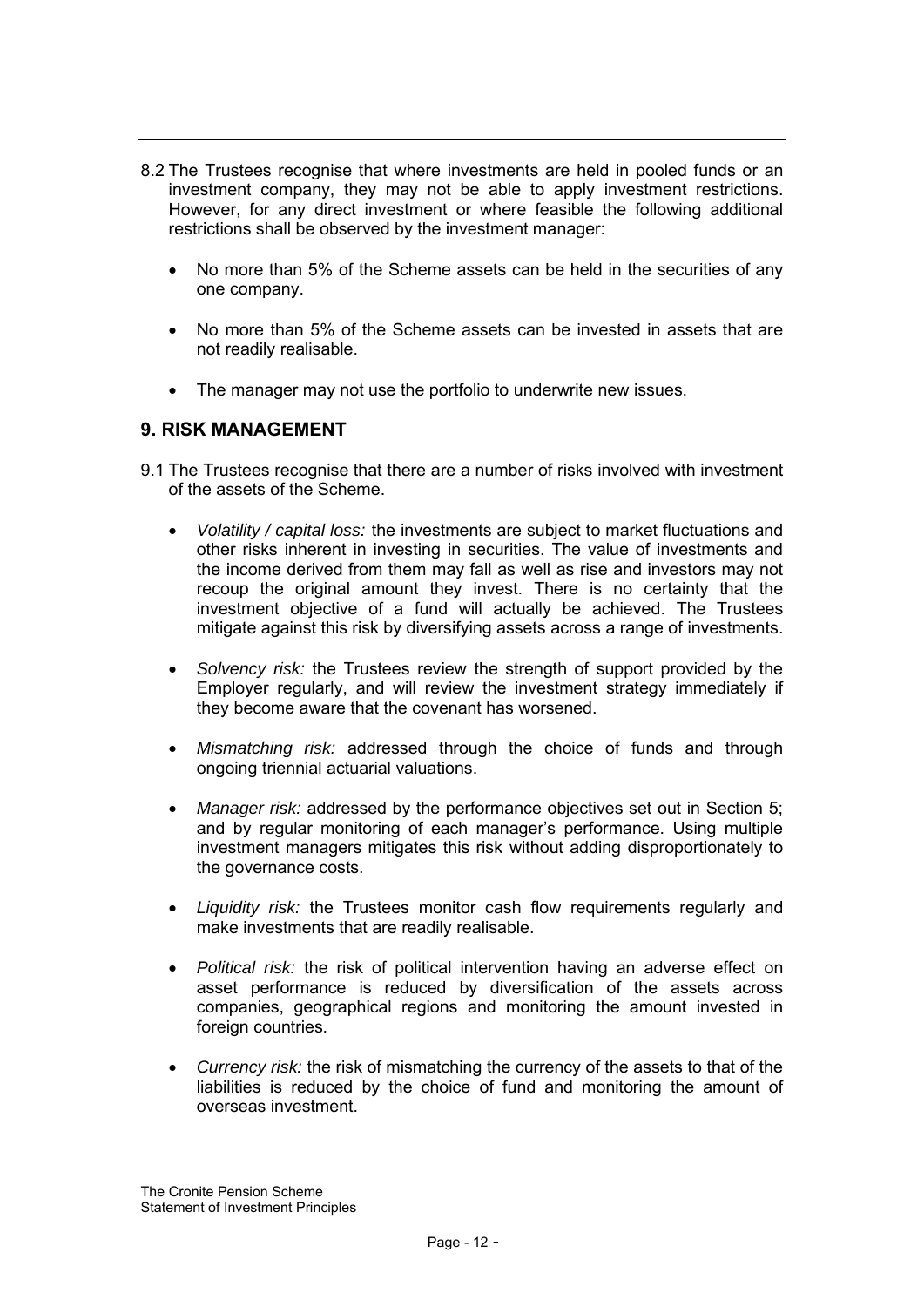8.2 The Trustees recognise that where investments are held in pooled funds or an investment company, they may not be able to apply investment restrictions. However, for any direct investment or where feasible the following additional restrictions shall be observed by the investment manager:

- No more than 5% of the Scheme assets can be held in the securities of any one company.
- No more than 5% of the Scheme assets can be invested in assets that are not readily realisable.
- The manager may not use the portfolio to underwrite new issues.

## 9. RISK MANAGEMENT

9.1 The Trustees recognise that there are a number of risks involved with investment of the assets of the Scheme.

- *Volatility / capital loss:* the investments are subject to market fluctuations and other risks inherent in investing in securities. The value of investments and the income derived from them may fall as well as rise and investors may not recoup the original amount they invest. There is no certainty that the investment objective of a fund will actually be achieved. The Trustees mitigate against this risk by diversifying assets across a range of investments.
- *Solvency risk:* the Trustees review the strength of support provided by the Employer regularly, and will review the investment strategy immediately if they become aware that the covenant has worsened.
- *Mismatching risk:* addressed through the choice of funds and through ongoing triennial actuarial valuations.
- *Manager risk:* addressed by the performance objectives set out in Section 5; and by regular monitoring of each manager's performance. Using multiple investment managers mitigates this risk without adding disproportionately to the governance costs.
- *Liquidity risk:* the Trustees monitor cash flow requirements regularly and make investments that are readily realisable.
- *Political risk:* the risk of political intervention having an adverse effect on asset performance is reduced by diversification of the assets across companies, geographical regions and monitoring the amount invested in foreign countries.
- *Currency risk:* the risk of mismatching the currency of the assets to that of the liabilities is reduced by the choice of fund and monitoring the amount of overseas investment.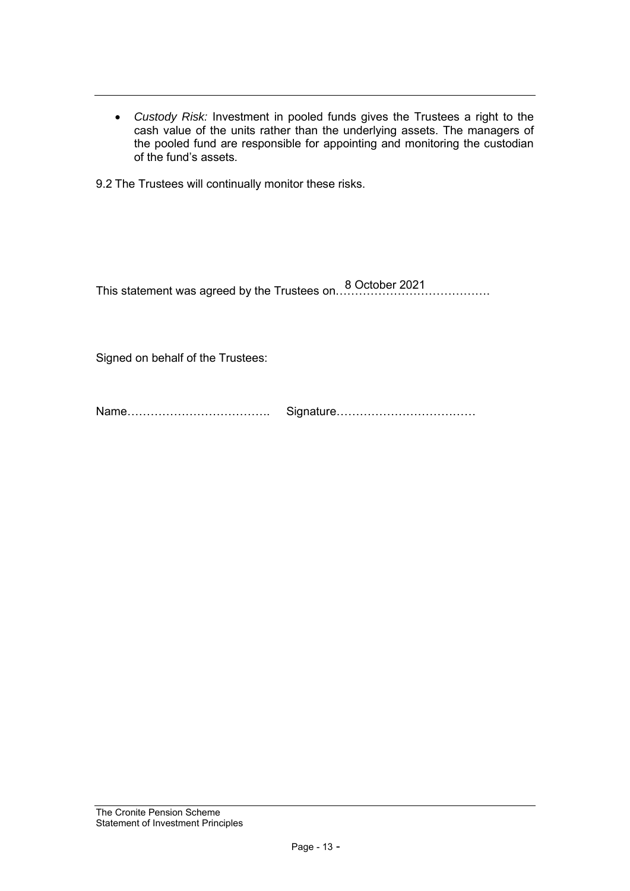- *Custody Risk:* Investment in pooled funds gives the Trustees a right to the cash value of the units rather than the underlying assets. The managers of the pooled fund are responsible for appointing and monitoring the custodian of the fund's assets.

9.2 The Trustees will continually monitor these risks.

This statement was agreed by the Trustees on 8 October 2021

Signed on behalf of the Trustees:

Name………………………………. Signature………………………………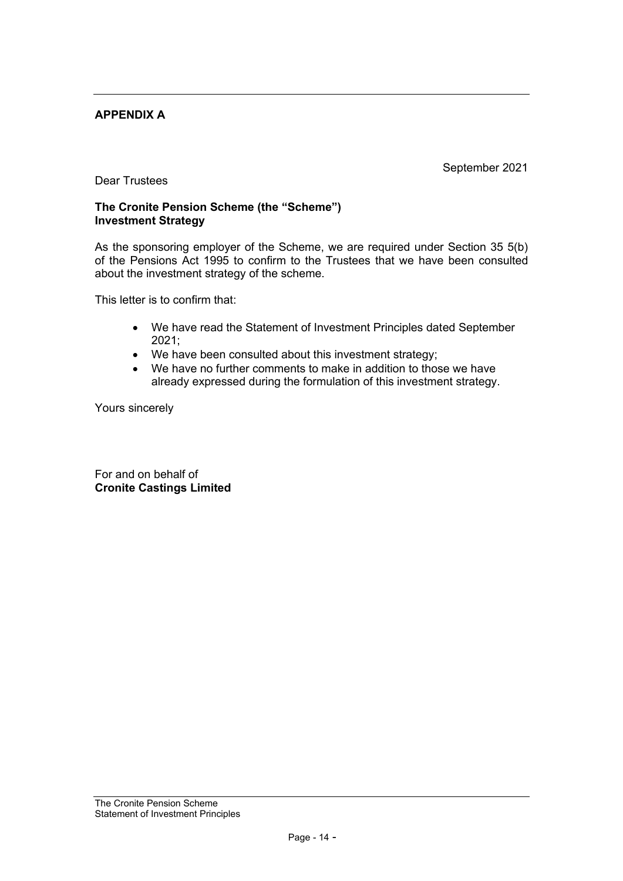## APPENDIX A

September 2021

Dear Trustees

**The Cronite Pension Scheme (the "Scheme")**
**Investment Strategy**

As the sponsoring employer of the Scheme, we are required under Section 35 5(b) of the Pensions Act 1995 to confirm to the Trustees that we have been consulted about the investment strategy of the scheme.

This letter is to confirm that:

- We have read the Statement of Investment Principles dated September 2021;
- We have been consulted about this investment strategy;
- We have no further comments to make in addition to those we have already expressed during the formulation of this investment strategy.

Yours sincerely

For and on behalf of
**Cronite Castings Limited**